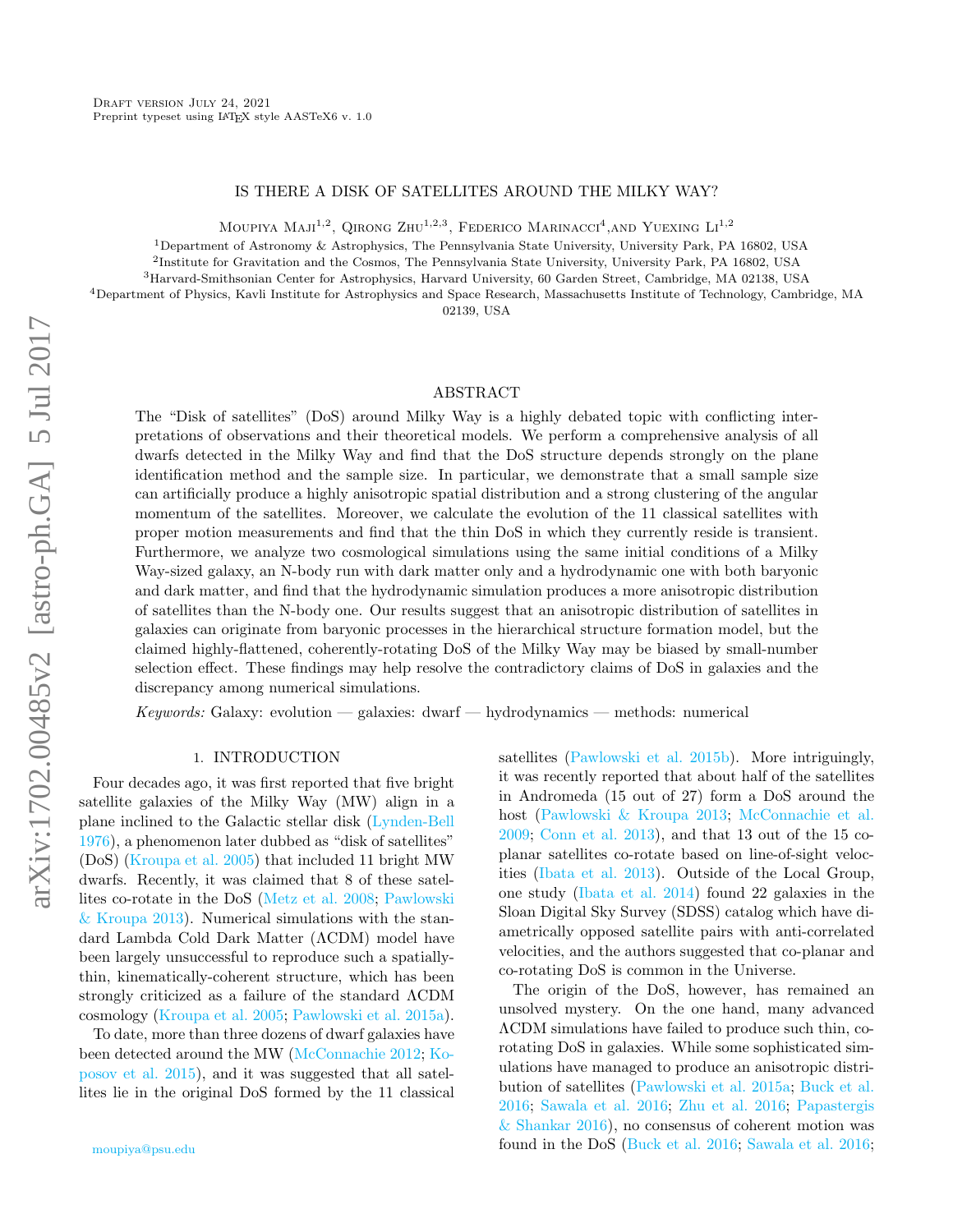Draft version July 24, 2021
Preprint typeset using LaTeX style AASTeX6 v. 1.0

# IS THERE A DISK OF SATELLITES AROUND THE MILKY WAY?

Moupiya Maji[1,2], Qirong Zhu[1,2,3], Federico Marinacci[4], and Yuexing Li[1,2]

[1]Department of Astronomy & Astrophysics, The Pennsylvania State University, University Park, PA 16802, USA
[2]Institute for Gravitation and the Cosmos, The Pennsylvania State University, University Park, PA 16802, USA
[3]Harvard-Smithsonian Center for Astrophysics, Harvard University, 60 Garden Street, Cambridge, MA 02138, USA
[4]Department of Physics, Kavli Institute for Astrophysics and Space Research, Massachusetts Institute of Technology, Cambridge, MA 02139, USA

## ABSTRACT

The "Disk of satellites" (DoS) around Milky Way is a highly debated topic with conflicting interpretations of observations and their theoretical models. We perform a comprehensive analysis of all dwarfs detected in the Milky Way and find that the DoS structure depends strongly on the plane identification method and the sample size. In particular, we demonstrate that a small sample size can artificially produce a highly anisotropic spatial distribution and a strong clustering of the angular momentum of the satellites. Moreover, we calculate the evolution of the 11 classical satellites with proper motion measurements and find that the thin DoS in which they currently reside is transient. Furthermore, we analyze two cosmological simulations using the same initial conditions of a Milky Way-sized galaxy, an N-body run with dark matter only and a hydrodynamic one with both baryonic and dark matter, and find that the hydrodynamic simulation produces a more anisotropic distribution of satellites than the N-body one. Our results suggest that an anisotropic distribution of satellites in galaxies can originate from baryonic processes in the hierarchical structure formation model, but the claimed highly-flattened, coherently-rotating DoS of the Milky Way may be biased by small-number selection effect. These findings may help resolve the contradictory claims of DoS in galaxies and the discrepancy among numerical simulations.

*Keywords:* Galaxy: evolution — galaxies: dwarf — hydrodynamics — methods: numerical

## 1. INTRODUCTION

Four decades ago, it was first reported that five bright satellite galaxies of the Milky Way (MW) align in a plane inclined to the Galactic stellar disk (Lynden-Bell 1976), a phenomenon later dubbed as "disk of satellites" (DoS) (Kroupa et al. 2005) that included 11 bright MW dwarfs. Recently, it was claimed that 8 of these satellites co-rotate in the DoS (Metz et al. 2008; Pawlowski & Kroupa 2013). Numerical simulations with the standard Lambda Cold Dark Matter ($\Lambda$CDM) model have been largely unsuccessful to reproduce such a spatially-thin, kinematically-coherent structure, which has been strongly criticized as a failure of the standard $\Lambda$CDM cosmology (Kroupa et al. 2005; Pawlowski et al. 2015a).

To date, more than three dozens of dwarf galaxies have been detected around the MW (McConnachie 2012; Koposov et al. 2015), and it was suggested that all satellites lie in the original DoS formed by the 11 classical satellites (Pawlowski et al. 2015b). More intriguingly, it was recently reported that about half of the satellites in Andromeda (15 out of 27) form a DoS around the host (Pawlowski & Kroupa 2013; McConnachie et al. 2009; Conn et al. 2013), and that 13 out of the 15 coplanar satellites co-rotate based on line-of-sight velocities (Ibata et al. 2013). Outside of the Local Group, one study (Ibata et al. 2014) found 22 galaxies in the Sloan Digital Sky Survey (SDSS) catalog which have diametrically opposed satellite pairs with anti-correlated velocities, and the authors suggested that co-planar and co-rotating DoS is common in the Universe.

The origin of the DoS, however, has remained an unsolved mystery. On the one hand, many advanced $\Lambda$CDM simulations have failed to produce such thin, co-rotating DoS in galaxies. While some sophisticated simulations have managed to produce an anisotropic distribution of satellites (Pawlowski et al. 2015a; Buck et al. 2016; Sawala et al. 2016; Zhu et al. 2016; Papastergis & Shankar 2016), no consensus of coherent motion was found in the DoS (Buck et al. 2016; Sawala et al. 2016;

moupiya@psu.edu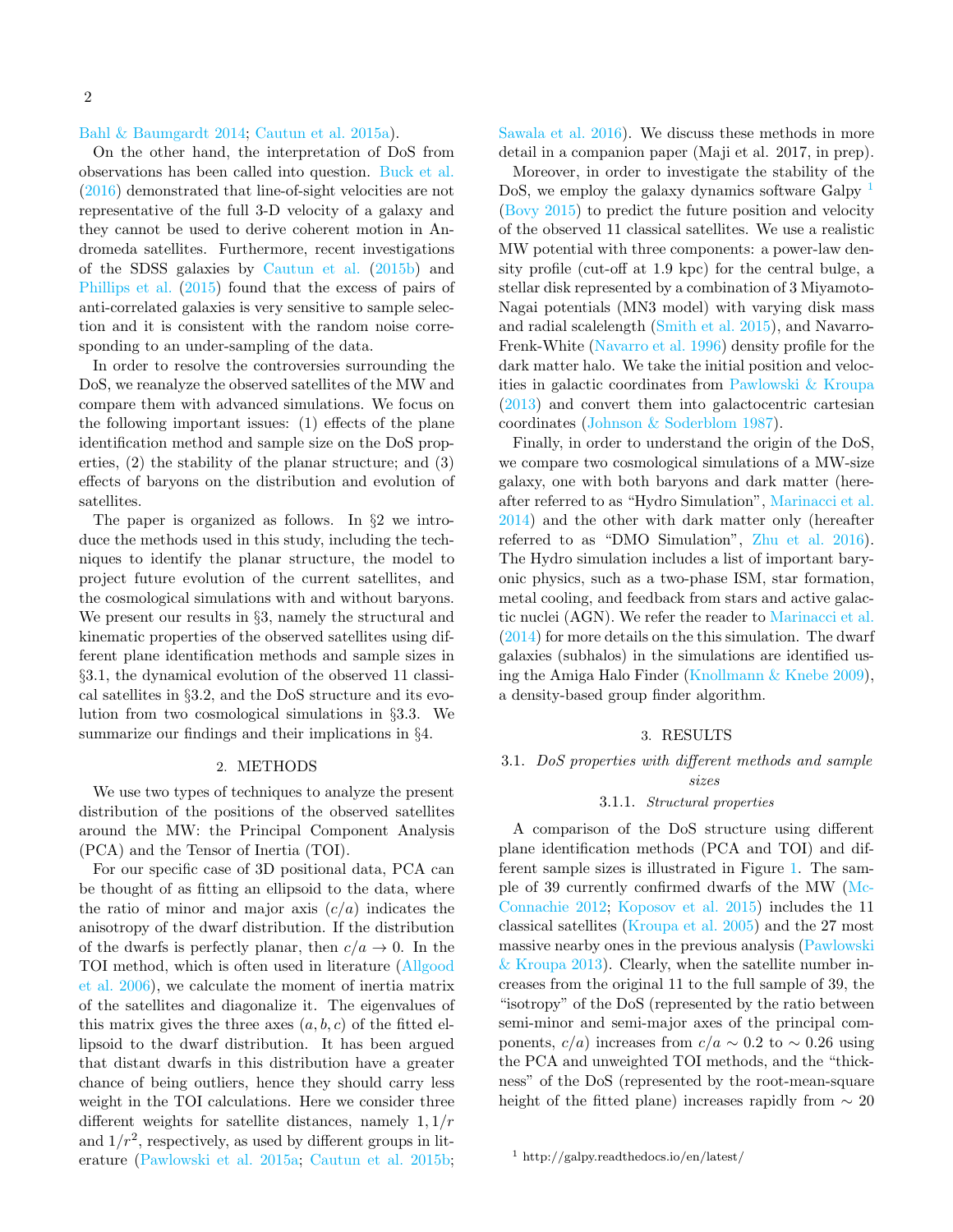Bahl & Baumgardt 2014; Cautun et al. 2015a).

On the other hand, the interpretation of DoS from observations has been called into question. Buck et al. (2016) demonstrated that line-of-sight velocities are not representative of the full 3-D velocity of a galaxy and they cannot be used to derive coherent motion in Andromeda satellites. Furthermore, recent investigations of the SDSS galaxies by Cautun et al. (2015b) and Phillips et al. (2015) found that the excess of pairs of anti-correlated galaxies is very sensitive to sample selection and it is consistent with the random noise corresponding to an under-sampling of the data.

In order to resolve the controversies surrounding the DoS, we reanalyze the observed satellites of the MW and compare them with advanced simulations. We focus on the following important issues: (1) effects of the plane identification method and sample size on the DoS properties, (2) the stability of the planar structure; and (3) effects of baryons on the distribution and evolution of satellites.

The paper is organized as follows. In §2 we introduce the methods used in this study, including the techniques to identify the planar structure, the model to project future evolution of the current satellites, and the cosmological simulations with and without baryons. We present our results in §3, namely the structural and kinematic properties of the observed satellites using different plane identification methods and sample sizes in §3.1, the dynamical evolution of the observed 11 classical satellites in §3.2, and the DoS structure and its evolution from two cosmological simulations in §3.3. We summarize our findings and their implications in §4.

## 2. METHODS

We use two types of techniques to analyze the present distribution of the positions of the observed satellites around the MW: the Principal Component Analysis (PCA) and the Tensor of Inertia (TOI).

For our specific case of 3D positional data, PCA can be thought of as fitting an ellipsoid to the data, where the ratio of minor and major axis ($c/a$) indicates the anisotropy of the dwarf distribution. If the distribution of the dwarfs is perfectly planar, then $c/a \to 0$. In the TOI method, which is often used in literature (Allgood et al. 2006), we calculate the moment of inertia matrix of the satellites and diagonalize it. The eigenvalues of this matrix gives the three axes $(a, b, c)$ of the fitted ellipsoid to the dwarf distribution. It has been argued that distant dwarfs in this distribution have a greater chance of being outliers, hence they should carry less weight in the TOI calculations. Here we consider three different weights for satellite distances, namely $1, 1/r$ and $1/r^2$, respectively, as used by different groups in literature (Pawlowski et al. 2015a; Cautun et al. 2015b; Sawala et al. 2016). We discuss these methods in more detail in a companion paper (Maji et al. 2017, in prep).

Moreover, in order to investigate the stability of the DoS, we employ the galaxy dynamics software Galpy [1] (Bovy 2015) to predict the future position and velocity of the observed 11 classical satellites. We use a realistic MW potential with three components: a power-law density profile (cut-off at 1.9 kpc) for the central bulge, a stellar disk represented by a combination of 3 Miyamoto-Nagai potentials (MN3 model) with varying disk mass and radial scalelength (Smith et al. 2015), and Navarro-Frenk-White (Navarro et al. 1996) density profile for the dark matter halo. We take the initial position and velocities in galactic coordinates from Pawlowski & Kroupa (2013) and convert them into galactocentric cartesian coordinates (Johnson & Soderblom 1987).

Finally, in order to understand the origin of the DoS, we compare two cosmological simulations of a MW-size galaxy, one with both baryons and dark matter (hereafter referred to as "Hydro Simulation", Marinacci et al. 2014) and the other with dark matter only (hereafter referred to as "DMO Simulation", Zhu et al. 2016). The Hydro simulation includes a list of important baryonic physics, such as a two-phase ISM, star formation, metal cooling, and feedback from stars and active galactic nuclei (AGN). We refer the reader to Marinacci et al. (2014) for more details on the this simulation. The dwarf galaxies (subhalos) in the simulations are identified using the Amiga Halo Finder (Knollmann & Knebe 2009), a density-based group finder algorithm.

## 3. RESULTS

### 3.1. *DoS properties with different methods and sample sizes*

#### 3.1.1. *Structural properties*

A comparison of the DoS structure using different plane identification methods (PCA and TOI) and different sample sizes is illustrated in Figure 1. The sample of 39 currently confirmed dwarfs of the MW (McConnachie 2012; Koposov et al. 2015) includes the 11 classical satellites (Kroupa et al. 2005) and the 27 most massive nearby ones in the previous analysis (Pawlowski & Kroupa 2013). Clearly, when the satellite number increases from the original 11 to the full sample of 39, the "isotropy" of the DoS (represented by the ratio between semi-minor and semi-major axes of the principal components, $c/a$) increases from $c/a \sim 0.2$ to $\sim 0.26$ using the PCA and unweighted TOI methods, and the "thickness" of the DoS (represented by the root-mean-square height of the fitted plane) increases rapidly from $\sim 20$

[1] http://galpy.readthedocs.io/en/latest/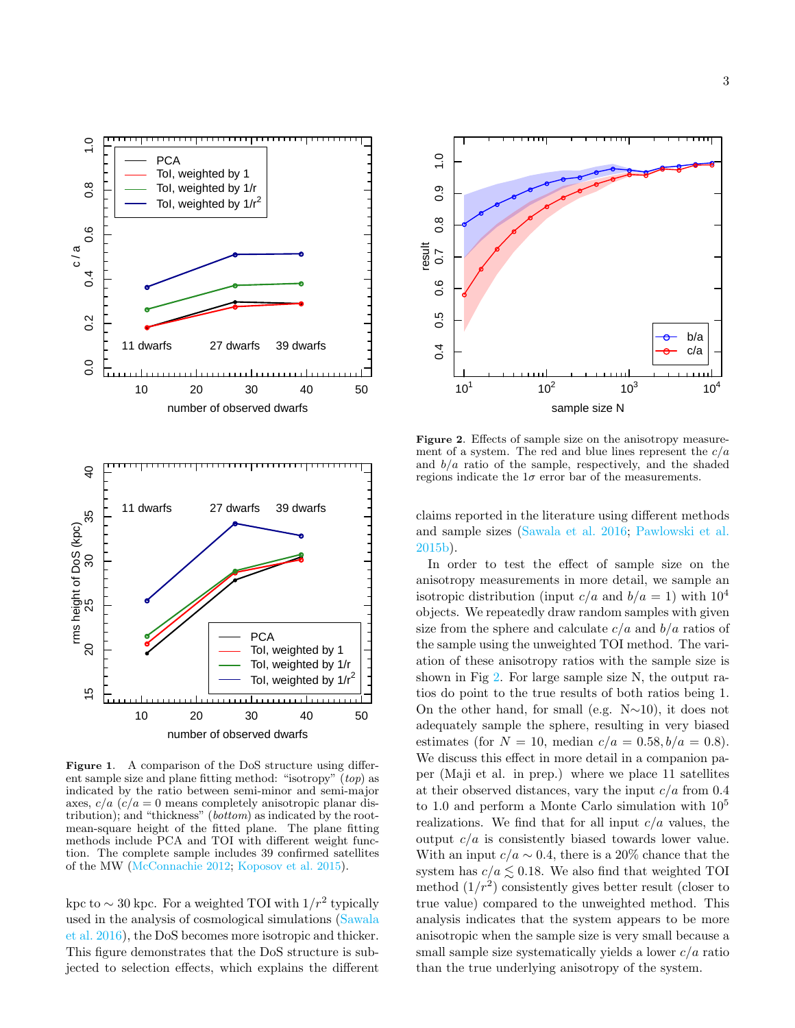**Figure 1**. A comparison of the DoS structure using different sample size and plane fitting method: "isotropy" (*top*) as indicated by the ratio between semi-minor and semi-major axes, $c/a$ ($c/a = 0$ means completely anisotropic planar distribution); and "thickness" (*bottom*) as indicated by the root-mean-square height of the fitted plane. The plane fitting methods include PCA and TOI with different weight function. The complete sample includes 39 confirmed satellites of the MW (McConnachie 2012; Koposov et al. 2015).

kpc to $\sim 30$ kpc. For a weighted TOI with $1/r^2$ typically used in the analysis of cosmological simulations (Sawala et al. 2016), the DoS becomes more isotropic and thicker. This figure demonstrates that the DoS structure is subjected to selection effects, which explains the different claims reported in the literature using different methods and sample sizes (Sawala et al. 2016; Pawlowski et al. 2015b).

**Figure 2**. Effects of sample size on the anisotropy measurement of a system. The red and blue lines represent the $c/a$ and $b/a$ ratio of the sample, respectively, and the shaded regions indicate the $1\sigma$ error bar of the measurements.

In order to test the effect of sample size on the anisotropy measurements in more detail, we sample an isotropic distribution (input $c/a$ and $b/a = 1$) with $10^4$ objects. We repeatedly draw random samples with given size from the sphere and calculate $c/a$ and $b/a$ ratios of the sample using the unweighted TOI method. The variation of these anisotropy ratios with the sample size is shown in Fig 2. For large sample size N, the output ratios do point to the true results of both ratios being 1. On the other hand, for small (e.g. N$\sim$10), it does not adequately sample the sphere, resulting in very biased estimates (for $N = 10$, median $c/a = 0.58, b/a = 0.8$). We discuss this effect in more detail in a companion paper (Maji et al. in prep.) where we place 11 satellites at their observed distances, vary the input $c/a$ from 0.4 to 1.0 and perform a Monte Carlo simulation with $10^5$ realizations. We find that for all input $c/a$ values, the output $c/a$ is consistently biased towards lower value. With an input $c/a \sim 0.4$, there is a 20% chance that the system has $c/a \lesssim 0.18$. We also find that weighted TOI method ($1/r^2$) consistently gives better result (closer to true value) compared to the unweighted method. This analysis indicates that the system appears to be more anisotropic when the sample size is very small because a small sample size systematically yields a lower $c/a$ ratio than the true underlying anisotropy of the system.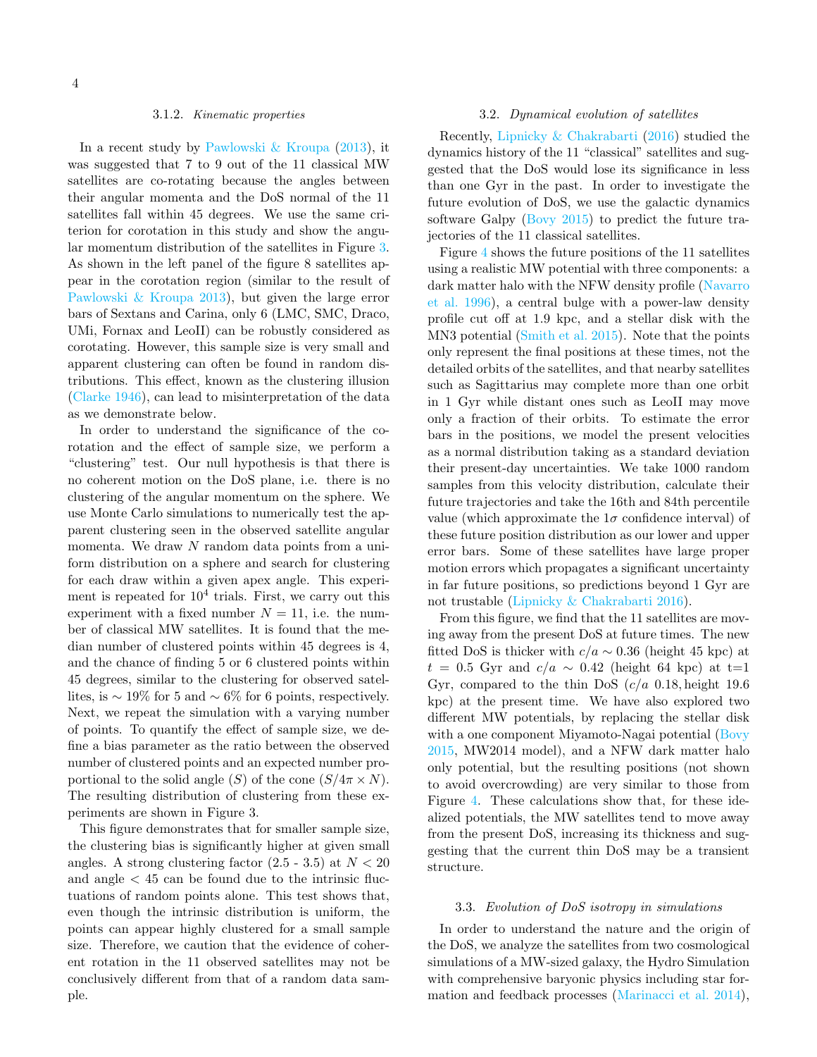#### 3.1.2. *Kinematic properties*

In a recent study by Pawlowski & Kroupa (2013), it was suggested that 7 to 9 out of the 11 classical MW satellites are co-rotating because the angles between their angular momenta and the DoS normal of the 11 satellites fall within 45 degrees. We use the same criterion for corotation in this study and show the angular momentum distribution of the satellites in Figure 3. As shown in the left panel of the figure 8 satellites appear in the corotation region (similar to the result of Pawlowski & Kroupa 2013), but given the large error bars of Sextans and Carina, only 6 (LMC, SMC, Draco, UMi, Fornax and LeoII) can be robustly considered as corotating. However, this sample size is very small and apparent clustering can often be found in random distributions. This effect, known as the clustering illusion (Clarke 1946), can lead to misinterpretation of the data as we demonstrate below.

In order to understand the significance of the corotation and the effect of sample size, we perform a "clustering" test. Our null hypothesis is that there is no coherent motion on the DoS plane, i.e. there is no clustering of the angular momentum on the sphere. We use Monte Carlo simulations to numerically test the apparent clustering seen in the observed satellite angular momenta. We draw $N$ random data points from a uniform distribution on a sphere and search for clustering for each draw within a given apex angle. This experiment is repeated for $10^4$ trials. First, we carry out this experiment with a fixed number $N = 11$, i.e. the number of classical MW satellites. It is found that the median number of clustered points within 45 degrees is 4, and the chance of finding 5 or 6 clustered points within 45 degrees, similar to the clustering for observed satellites, is $\sim 19\%$ for 5 and $\sim 6\%$ for 6 points, respectively. Next, we repeat the simulation with a varying number of points. To quantify the effect of sample size, we define a bias parameter as the ratio between the observed number of clustered points and an expected number proportional to the solid angle ($S$) of the cone ($S/4\pi \times N$). The resulting distribution of clustering from these experiments are shown in Figure 3.

This figure demonstrates that for smaller sample size, the clustering bias is significantly higher at given small angles. A strong clustering factor (2.5 - 3.5) at $N < 20$ and angle $< 45$ can be found due to the intrinsic fluctuations of random points alone. This test shows that, even though the intrinsic distribution is uniform, the points can appear highly clustered for a small sample size. Therefore, we caution that the evidence of coherent rotation in the 11 observed satellites may not be conclusively different from that of a random data sample.

### 3.2. *Dynamical evolution of satellites*

Recently, Lipnicky & Chakrabarti (2016) studied the dynamics history of the 11 "classical" satellites and suggested that the DoS would lose its significance in less than one Gyr in the past. In order to investigate the future evolution of DoS, we use the galactic dynamics software Galpy (Bovy 2015) to predict the future trajectories of the 11 classical satellites.

Figure 4 shows the future positions of the 11 satellites using a realistic MW potential with three components: a dark matter halo with the NFW density profile (Navarro et al. 1996), a central bulge with a power-law density profile cut off at 1.9 kpc, and a stellar disk with the MN3 potential (Smith et al. 2015). Note that the points only represent the final positions at these times, not the detailed orbits of the satellites, and that nearby satellites such as Sagittarius may complete more than one orbit in 1 Gyr while distant ones such as LeoII may move only a fraction of their orbits. To estimate the error bars in the positions, we model the present velocities as a normal distribution taking as a standard deviation their present-day uncertainties. We take 1000 random samples from this velocity distribution, calculate their future trajectories and take the 16th and 84th percentile value (which approximate the $1\sigma$ confidence interval) of these future position distribution as our lower and upper error bars. Some of these satellites have large proper motion errors which propagates a significant uncertainty in far future positions, so predictions beyond 1 Gyr are not trustable (Lipnicky & Chakrabarti 2016).

From this figure, we find that the 11 satellites are moving away from the present DoS at future times. The new fitted DoS is thicker with $c/a \sim 0.36$ (height 45 kpc) at $t = 0.5$ Gyr and $c/a \sim 0.42$ (height 64 kpc) at t=1 Gyr, compared to the thin DoS ($c/a$ 0.18, height 19.6 kpc) at the present time. We have also explored two different MW potentials, by replacing the stellar disk with a one component Miyamoto-Nagai potential (Bovy 2015, MW2014 model), and a NFW dark matter halo only potential, but the resulting positions (not shown to avoid overcrowding) are very similar to those from Figure 4. These calculations show that, for these idealized potentials, the MW satellites tend to move away from the present DoS, increasing its thickness and suggesting that the current thin DoS may be a transient structure.

### 3.3. *Evolution of DoS isotropy in simulations*

In order to understand the nature and the origin of the DoS, we analyze the satellites from two cosmological simulations of a MW-sized galaxy, the Hydro Simulation with comprehensive baryonic physics including star formation and feedback processes (Marinacci et al. 2014),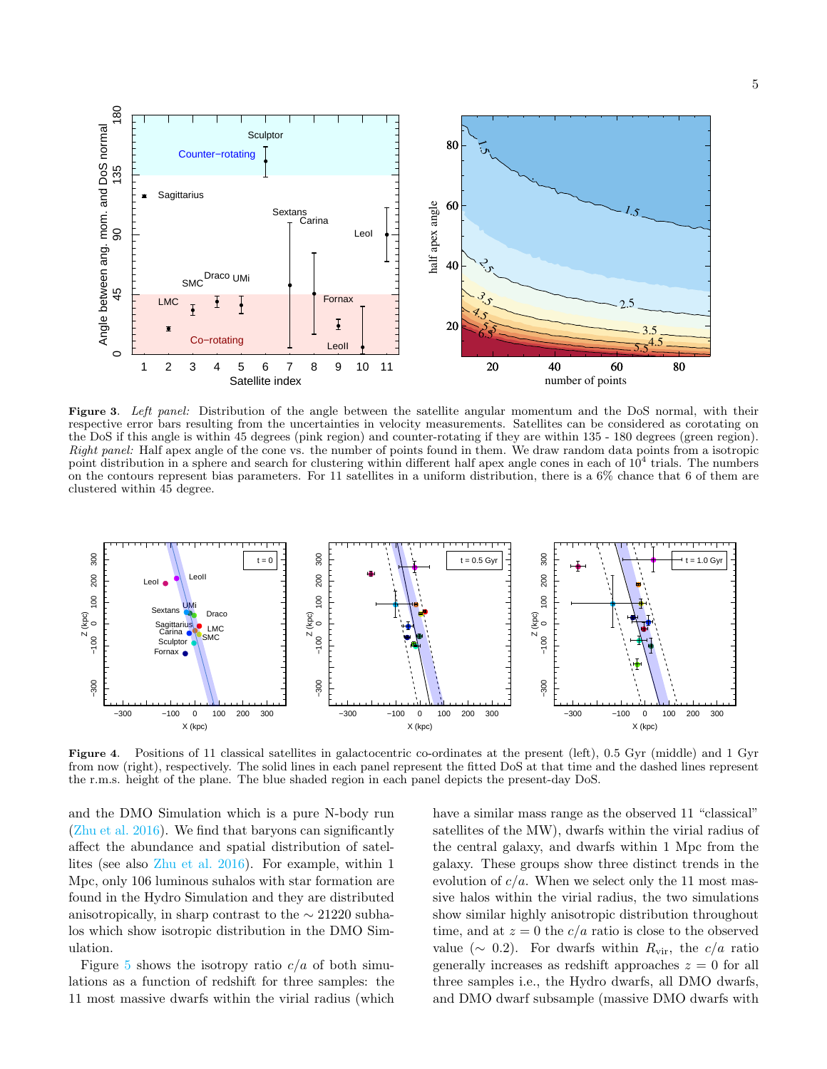**Figure 3.** *Left panel:* Distribution of the angle between the satellite angular momentum and the DoS normal, with their respective error bars resulting from the uncertainties in velocity measurements. Satellites can be considered as corotating on the DoS if this angle is within 45 degrees (pink region) and counter-rotating if they are within 135 - 180 degrees (green region). *Right panel:* Half apex angle of the cone vs. the number of points found in them. We draw random data points from a isotropic point distribution in a sphere and search for clustering within different half apex angle cones in each of $10^4$ trials. The numbers on the contours represent bias parameters. For 11 satellites in a uniform distribution, there is a 6% chance that 6 of them are clustered within 45 degree.

**Figure 4.** Positions of 11 classical satellites in galactocentric co-ordinates at the present (left), 0.5 Gyr (middle) and 1 Gyr from now (right), respectively. The solid lines in each panel represent the fitted DoS at that time and the dashed lines represent the r.m.s. height of the plane. The blue shaded region in each panel depicts the present-day DoS.

and the DMO Simulation which is a pure N-body run (Zhu et al. 2016). We find that baryons can significantly affect the abundance and spatial distribution of satellites (see also Zhu et al. 2016). For example, within 1 Mpc, only 106 luminous suhalos with star formation are found in the Hydro Simulation and they are distributed anisotropically, in sharp contrast to the $\sim 21220$ subhalos which show isotropic distribution in the DMO Simulation.

Figure 5 shows the isotropy ratio $c/a$ of both simulations as a function of redshift for three samples: the 11 most massive dwarfs within the virial radius (which have a similar mass range as the observed 11 "classical" satellites of the MW), dwarfs within the virial radius of the central galaxy, and dwarfs within 1 Mpc from the galaxy. These groups show three distinct trends in the evolution of $c/a$. When we select only the 11 most massive halos within the virial radius, the two simulations show similar highly anisotropic distribution throughout time, and at $z = 0$ the $c/a$ ratio is close to the observed value ($\sim 0.2$). For dwarfs within $R_{\rm vir}$, the $c/a$ ratio generally increases as redshift approaches $z = 0$ for all three samples i.e., the Hydro dwarfs, all DMO dwarfs, and DMO dwarf subsample (massive DMO dwarfs with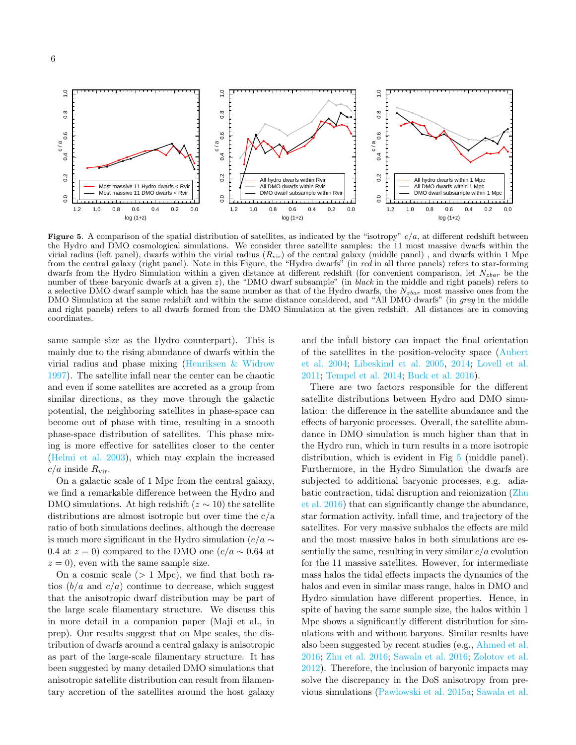**Figure 5.** A comparison of the spatial distribution of satellites, as indicated by the "isotropy" $c/a$, at different redshift between the Hydro and DMO cosmological simulations. We consider three satellite samples: the 11 most massive dwarfs within the virial radius (left panel), dwarfs within the virial radius ($R_{\rm vir}$) of the central galaxy (middle panel) , and dwarfs within 1 Mpc from the central galaxy (right panel). Note in this Figure, the "Hydro dwarfs" (in *red* in all three panels) refers to star-forming dwarfs from the Hydro Simulation within a given distance at different redshift (for convenient comparison, let $N_{zbar}$ be the number of these baryonic dwarfs at a given $z$), the "DMO dwarf subsample" (in *black* in the middle and right panels) refers to a selective DMO dwarf sample which has the same number as that of the Hydro dwarfs, the $N_{zbar}$ most massive ones from the DMO Simulation at the same redshift and within the same distance considered, and "All DMO dwarfs" (in *grey* in the middle and right panels) refers to all dwarfs formed from the DMO Simulation at the given redshift. All distances are in comoving coordinates.

same sample size as the Hydro counterpart). This is mainly due to the rising abundance of dwarfs within the virial radius and phase mixing (Henriksen & Widrow 1997). The satellite infall near the center can be chaotic and even if some satellites are accreted as a group from similar directions, as they move through the galactic potential, the neighboring satellites in phase-space can become out of phase with time, resulting in a smooth phase-space distribution of satellites. This phase mixing is more effective for satellites closer to the center (Helmi et al. 2003), which may explain the increased $c/a$ inside $R_{\rm vir}$.

On a galactic scale of 1 Mpc from the central galaxy, we find a remarkable difference between the Hydro and DMO simulations. At high redshift ($z \sim 10$) the satellite distributions are almost isotropic but over time the c/a ratio of both simulations declines, although the decrease is much more significant in the Hydro simulation ($c/a \sim 0.4$ at $z = 0$) compared to the DMO one ($c/a \sim 0.64$ at $z = 0$), even with the same sample size.

On a cosmic scale (> 1 Mpc), we find that both ratios ($b/a$ and $c/a$) continue to decrease, which suggest that the anisotropic dwarf distribution may be part of the large scale filamentary structure. We discuss this in more detail in a companion paper (Maji et al., in prep). Our results suggest that on Mpc scales, the distribution of dwarfs around a central galaxy is anisotropic as part of the large-scale filamentary structure. It has been suggested by many detailed DMO simulations that anisotropic satellite distribution can result from filamentary accretion of the satellites around the host galaxy and the infall history can impact the final orientation of the satellites in the position-velocity space (Aubert et al. 2004; Libeskind et al. 2005, 2014; Lovell et al. 2011; Tempel et al. 2014; Buck et al. 2016).

There are two factors responsible for the different satellite distributions between Hydro and DMO simulation: the difference in the satellite abundance and the effects of baryonic processes. Overall, the satellite abundance in DMO simulation is much higher than that in the Hydro run, which in turn results in a more isotropic distribution, which is evident in Fig 5 (middle panel). Furthermore, in the Hydro Simulation the dwarfs are subjected to additional baryonic processes, e.g. adiabatic contraction, tidal disruption and reionization (Zhu et al. 2016) that can significantly change the abundance, star formation activity, infall time, and trajectory of the satellites. For very massive subhalos the effects are mild and the most massive halos in both simulations are essentially the same, resulting in very similar $c/a$ evolution for the 11 massive satellites. However, for intermediate mass halos the tidal effects impacts the dynamics of the halos and even in similar mass range, halos in DMO and Hydro simulation have different properties. Hence, in spite of having the same sample size, the halos within 1 Mpc shows a significantly different distribution for simulations with and without baryons. Similar results have also been suggested by recent studies (e.g., Ahmed et al. 2016; Zhu et al. 2016; Sawala et al. 2016; Zolotov et al. 2012). Therefore, the inclusion of baryonic impacts may solve the discrepancy in the DoS anisotropy from previous simulations (Pawlowski et al. 2015a; Sawala et al.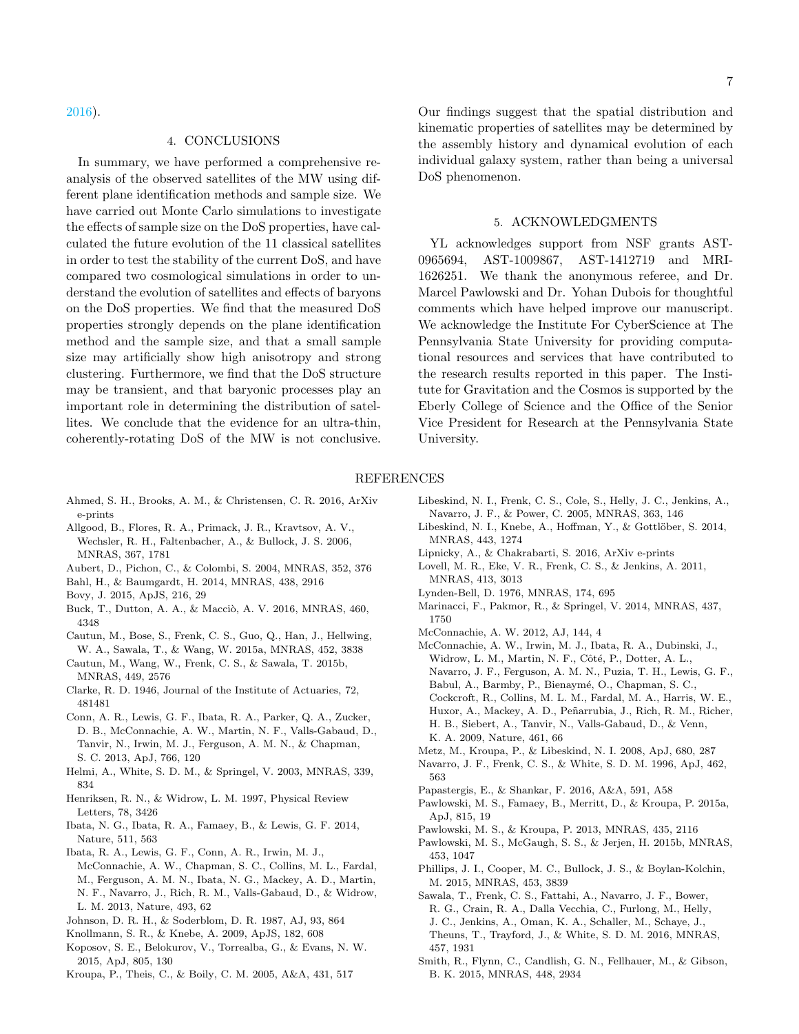2016).

## 4. CONCLUSIONS

In summary, we have performed a comprehensive reanalysis of the observed satellites of the MW using different plane identification methods and sample size. We have carried out Monte Carlo simulations to investigate the effects of sample size on the DoS properties, have calculated the future evolution of the 11 classical satellites in order to test the stability of the current DoS, and have compared two cosmological simulations in order to understand the evolution of satellites and effects of baryons on the DoS properties. We find that the measured DoS properties strongly depends on the plane identification method and the sample size, and that a small sample size may artificially show high anisotropy and strong clustering. Furthermore, we find that the DoS structure may be transient, and that baryonic processes play an important role in determining the distribution of satellites. We conclude that the evidence for an ultra-thin, coherently-rotating DoS of the MW is not conclusive. Our findings suggest that the spatial distribution and kinematic properties of satellites may be determined by the assembly history and dynamical evolution of each individual galaxy system, rather than being a universal DoS phenomenon.

## 5. ACKNOWLEDGMENTS

YL acknowledges support from NSF grants AST-0965694, AST-1009867, AST-1412719 and MRI-1626251. We thank the anonymous referee, and Dr. Marcel Pawlowski and Dr. Yohan Dubois for thoughtful comments which have helped improve our manuscript. We acknowledge the Institute For CyberScience at The Pennsylvania State University for providing computational resources and services that have contributed to the research results reported in this paper. The Institute for Gravitation and the Cosmos is supported by the Eberly College of Science and the Office of the Senior Vice President for Research at the Pennsylvania State University.

## REFERENCES

Ahmed, S. H., Brooks, A. M., & Christensen, C. R. 2016, ArXiv e-prints

Allgood, B., Flores, R. A., Primack, J. R., Kravtsov, A. V., Wechsler, R. H., Faltenbacher, A., & Bullock, J. S. 2006, MNRAS, 367, 1781

Aubert, D., Pichon, C., & Colombi, S. 2004, MNRAS, 352, 376

Bahl, H., & Baumgardt, H. 2014, MNRAS, 438, 2916

Bovy, J. 2015, ApJS, 216, 29

Buck, T., Dutton, A. A., & Macciò, A. V. 2016, MNRAS, 460, 4348

Cautun, M., Bose, S., Frenk, C. S., Guo, Q., Han, J., Hellwing, W. A., Sawala, T., & Wang, W. 2015a, MNRAS, 452, 3838

Cautun, M., Wang, W., Frenk, C. S., & Sawala, T. 2015b, MNRAS, 449, 2576

Clarke, R. D. 1946, Journal of the Institute of Actuaries, 72, 481481

Conn, A. R., Lewis, G. F., Ibata, R. A., Parker, Q. A., Zucker, D. B., McConnachie, A. W., Martin, N. F., Valls-Gabaud, D., Tanvir, N., Irwin, M. J., Ferguson, A. M. N., & Chapman, S. C. 2013, ApJ, 766, 120

Helmi, A., White, S. D. M., & Springel, V. 2003, MNRAS, 339, 834

Henriksen, R. N., & Widrow, L. M. 1997, Physical Review Letters, 78, 3426

Ibata, N. G., Ibata, R. A., Famaey, B., & Lewis, G. F. 2014, Nature, 511, 563

Ibata, R. A., Lewis, G. F., Conn, A. R., Irwin, M. J., McConnachie, A. W., Chapman, S. C., Collins, M. L., Fardal, M., Ferguson, A. M. N., Ibata, N. G., Mackey, A. D., Martin, N. F., Navarro, J., Rich, R. M., Valls-Gabaud, D., & Widrow, L. M. 2013, Nature, 493, 62

Johnson, D. R. H., & Soderblom, D. R. 1987, AJ, 93, 864

Knollmann, S. R., & Knebe, A. 2009, ApJS, 182, 608

Koposov, S. E., Belokurov, V., Torrealba, G., & Evans, N. W. 2015, ApJ, 805, 130

Kroupa, P., Theis, C., & Boily, C. M. 2005, A&A, 431, 517

Libeskind, N. I., Frenk, C. S., Cole, S., Helly, J. C., Jenkins, A., Navarro, J. F., & Power, C. 2005, MNRAS, 363, 146

Libeskind, N. I., Knebe, A., Hoffman, Y., & Gottlöber, S. 2014, MNRAS, 443, 1274

Lipnicky, A., & Chakrabarti, S. 2016, ArXiv e-prints

Lovell, M. R., Eke, V. R., Frenk, C. S., & Jenkins, A. 2011, MNRAS, 413, 3013

Lynden-Bell, D. 1976, MNRAS, 174, 695

Marinacci, F., Pakmor, R., & Springel, V. 2014, MNRAS, 437, 1750

McConnachie, A. W. 2012, AJ, 144, 4

McConnachie, A. W., Irwin, M. J., Ibata, R. A., Dubinski, J., Widrow, L. M., Martin, N. F., Côté, P., Dotter, A. L., Navarro, J. F., Ferguson, A. M. N., Puzia, T. H., Lewis, G. F., Babul, A., Barmby, P., Bienaymé, O., Chapman, S. C., Cockcroft, R., Collins, M. L. M., Fardal, M. A., Harris, W. E., Huxor, A., Mackey, A. D., Peñarrubia, J., Rich, R. M., Richer, H. B., Siebert, A., Tanvir, N., Valls-Gabaud, D., & Venn, K. A. 2009, Nature, 461, 66

Metz, M., Kroupa, P., & Libeskind, N. I. 2008, ApJ, 680, 287

Navarro, J. F., Frenk, C. S., & White, S. D. M. 1996, ApJ, 462, 563

Papastergis, E., & Shankar, F. 2016, A&A, 591, A58

Pawlowski, M. S., Famaey, B., Merritt, D., & Kroupa, P. 2015a, ApJ, 815, 19

Pawlowski, M. S., & Kroupa, P. 2013, MNRAS, 435, 2116

Pawlowski, M. S., McGaugh, S. S., & Jerjen, H. 2015b, MNRAS, 453, 1047

Phillips, J. I., Cooper, M. C., Bullock, J. S., & Boylan-Kolchin, M. 2015, MNRAS, 453, 3839

Sawala, T., Frenk, C. S., Fattahi, A., Navarro, J. F., Bower, R. G., Crain, R. A., Dalla Vecchia, C., Furlong, M., Helly, J. C., Jenkins, A., Oman, K. A., Schaller, M., Schaye, J., Theuns, T., Trayford, J., & White, S. D. M. 2016, MNRAS, 457, 1931

Smith, R., Flynn, C., Candlish, G. N., Fellhauer, M., & Gibson, B. K. 2015, MNRAS, 448, 2934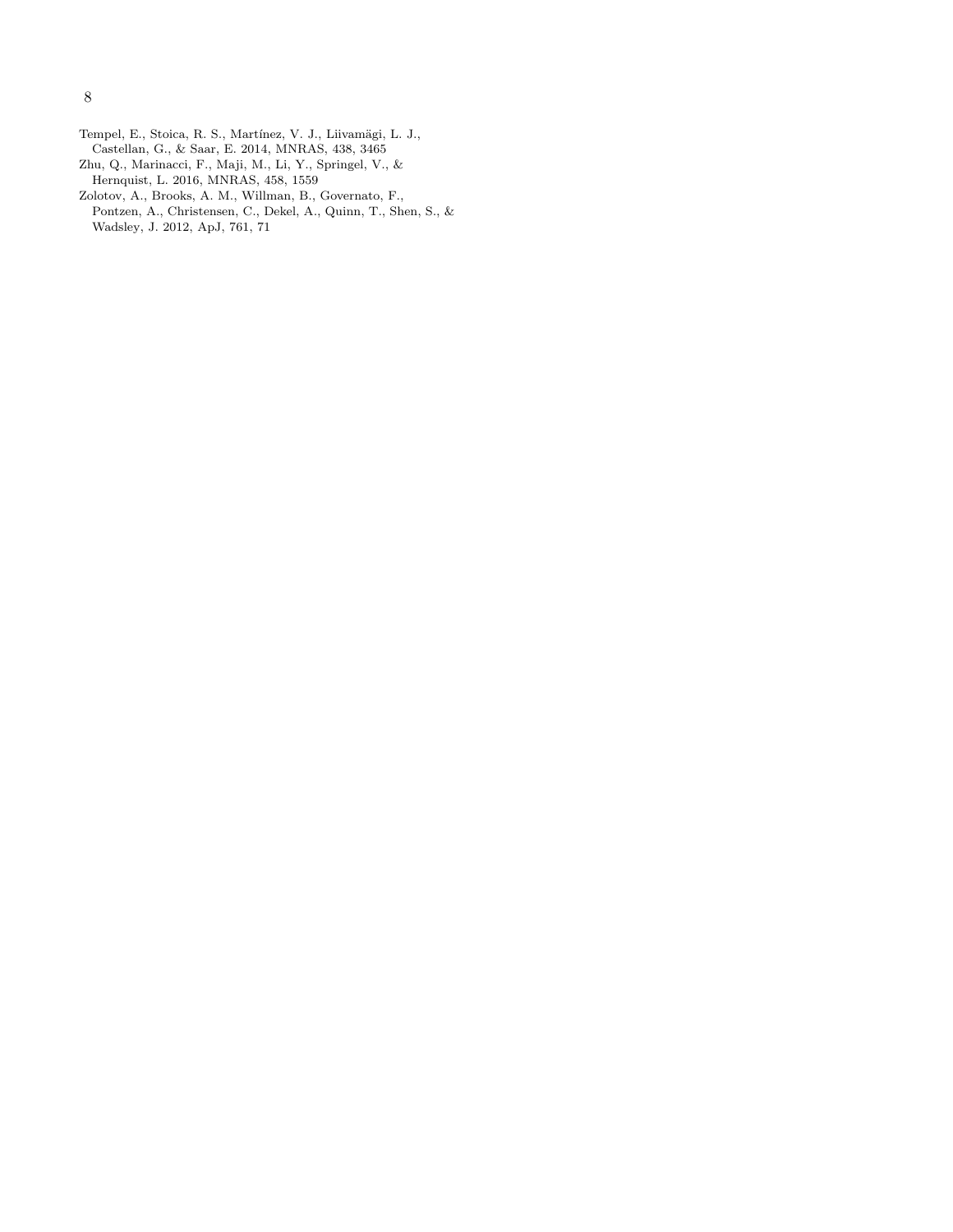Tempel, E., Stoica, R. S., Martínez, V. J., Liivamägi, L. J., Castellan, G., & Saar, E. 2014, MNRAS, 438, 3465

Zhu, Q., Marinacci, F., Maji, M., Li, Y., Springel, V., & Hernquist, L. 2016, MNRAS, 458, 1559

Zolotov, A., Brooks, A. M., Willman, B., Governato, F., Pontzen, A., Christensen, C., Dekel, A., Quinn, T., Shen, S., & Wadsley, J. 2012, ApJ, 761, 71